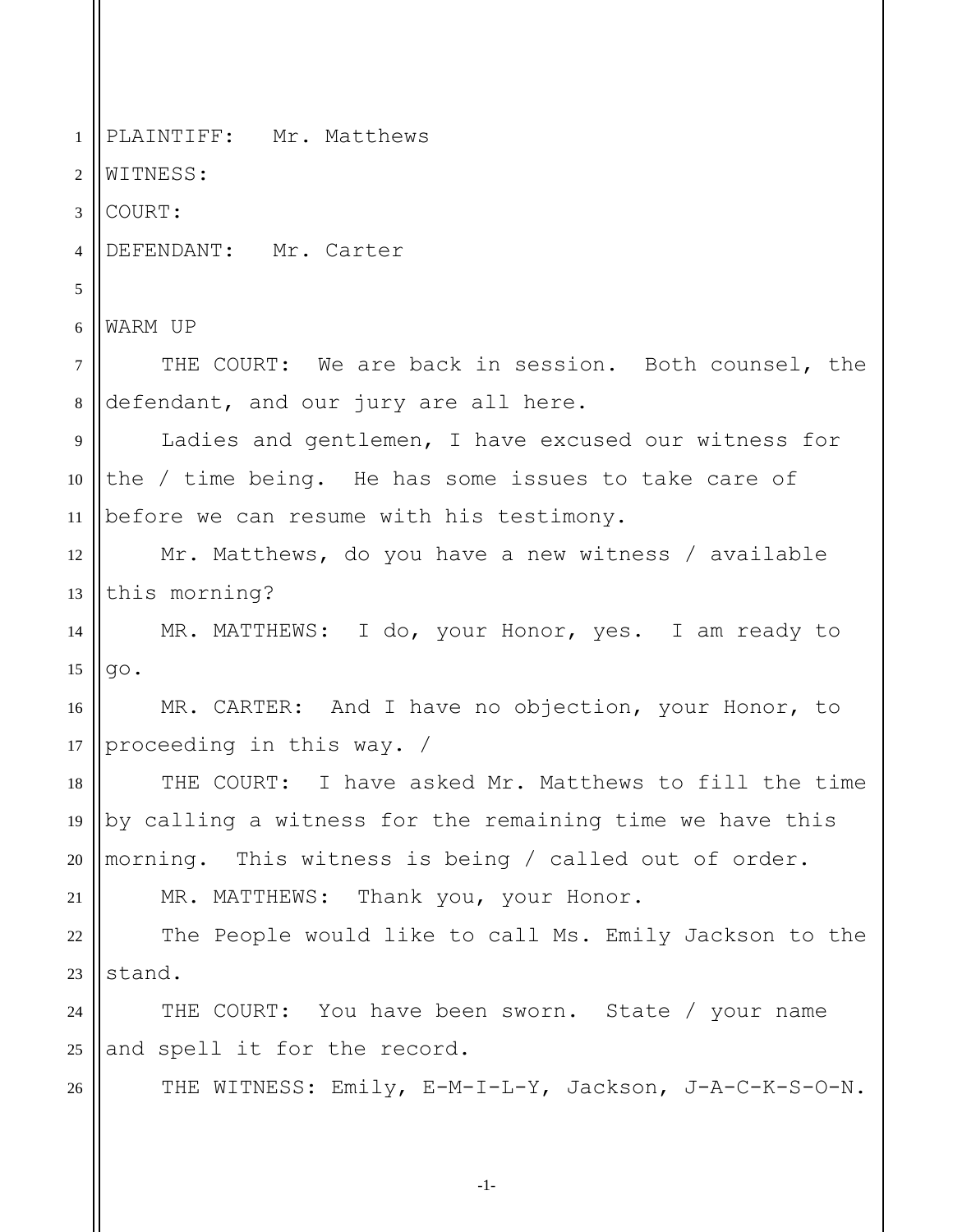PLAINTIFF: Mr. Matthews

WITNESS:

COURT:

DEFENDANT: Mr. Carter

WARM UP

THE COURT: We are back in session. Both counsel, the defendant, and our jury are all here.

Ladies and gentlemen, I have excused our witness for the / time being. He has some issues to take care of before we can resume with his testimony.

Mr. Matthews, do you have a new witness / available this morning?

MR. MATTHEWS: I do, your Honor, yes. I am ready to go.

MR. CARTER: And I have no objection, your Honor, to proceeding in this way. /

THE COURT: I have asked Mr. Matthews to fill the time by calling a witness for the remaining time we have this morning. This witness is being / called out of order.

MR. MATTHEWS: Thank you, your Honor.

The People would like to call Ms. Emily Jackson to the stand.

THE COURT: You have been sworn. State / your name and spell it for the record.

THE WITNESS: Emily, E-M-I-L-Y, Jackson, J-A-C-K-S-O-N.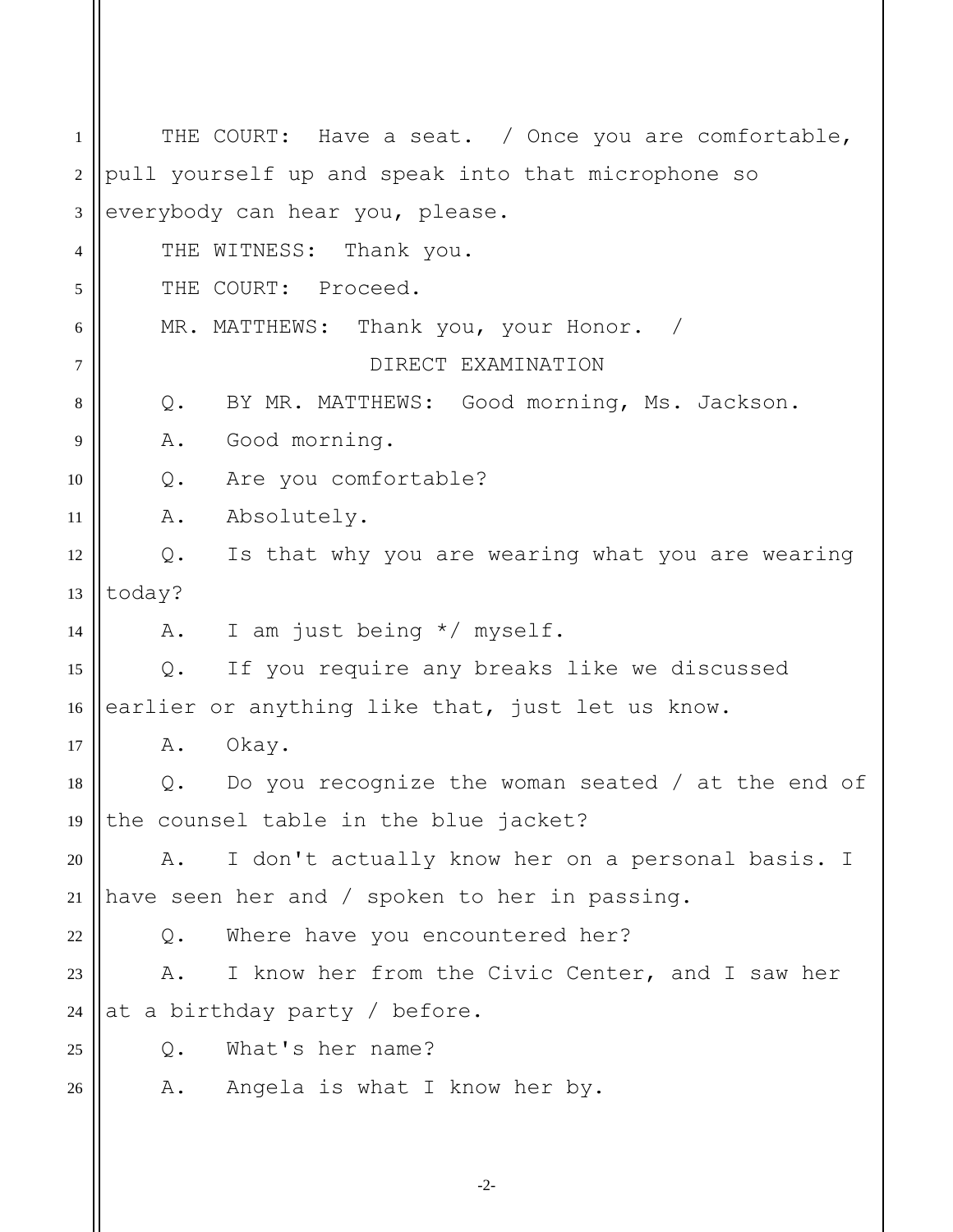THE COURT: Have a seat. / Once you are comfortable, pull yourself up and speak into that microphone so everybody can hear you, please.

THE WITNESS: Thank you.

THE COURT: Proceed.

MR. MATTHEWS: Thank you, your Honor. /

DIRECT EXAMINATION

Q. BY MR. MATTHEWS: Good morning, Ms. Jackson.

A. Good morning.

Q. Are you comfortable?

A. Absolutely.

Q. Is that why you are wearing what you are wearing today?

A. I am just being */ myself.

Q. If you require any breaks like we discussed earlier or anything like that, just let us know.

A. Okay.

Q. Do you recognize the woman seated / at the end of the counsel table in the blue jacket?

A. I don't actually know her on a personal basis. I have seen her and / spoken to her in passing.

Q. Where have you encountered her?

A. I know her from the Civic Center, and I saw her at a birthday party / before.

Q. What's her name?

A. Angela is what I know her by.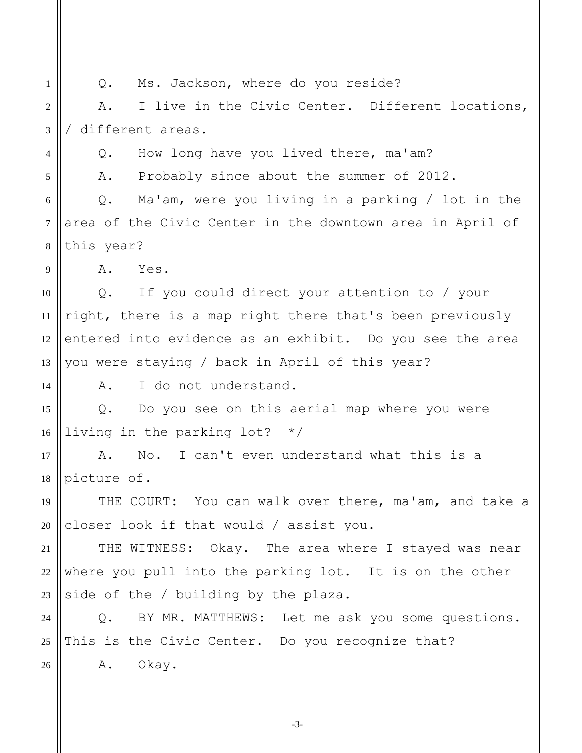Q. Ms. Jackson, where do you reside?

A. I live in the Civic Center. Different locations, / different areas.

Q. How long have you lived there, ma'am?

A. Probably since about the summer of 2012.

Q. Ma'am, were you living in a parking / lot in the area of the Civic Center in the downtown area in April of this year?

A. Yes.

Q. If you could direct your attention to / your right, there is a map right there that's been previously entered into evidence as an exhibit. Do you see the area you were staying / back in April of this year?

A. I do not understand.

Q. Do you see on this aerial map where you were living in the parking lot? */

A. No. I can't even understand what this is a picture of.

THE COURT: You can walk over there, ma'am, and take a closer look if that would / assist you.

THE WITNESS: Okay. The area where I stayed was near where you pull into the parking lot. It is on the other side of the / building by the plaza.

Q. BY MR. MATTHEWS: Let me ask you some questions. This is the Civic Center. Do you recognize that?

A. Okay.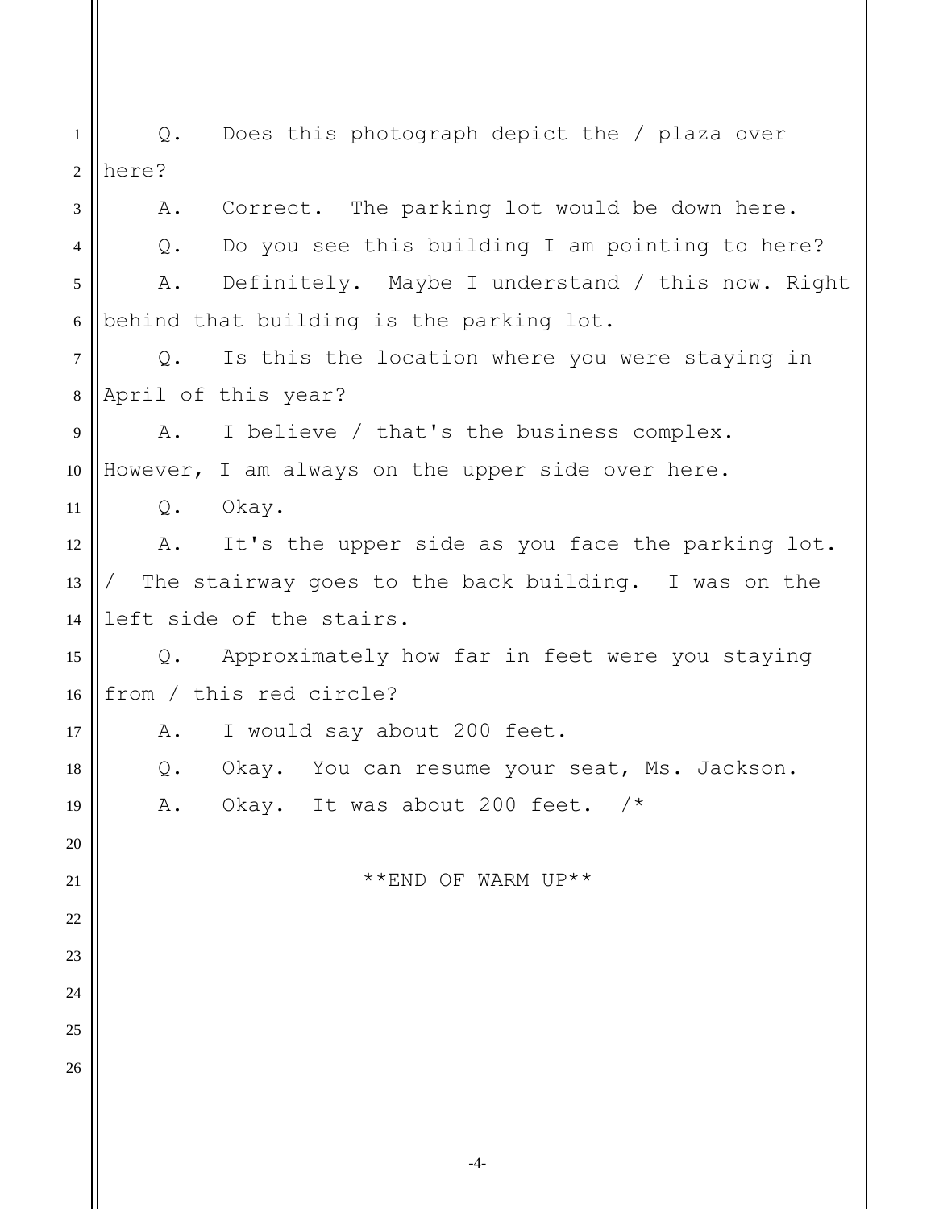Q. Does this photograph depict the / plaza over here?

A. Correct. The parking lot would be down here.

Q. Do you see this building I am pointing to here?

A. Definitely. Maybe I understand / this now. Right behind that building is the parking lot.

Q. Is this the location where you were staying in April of this year?

A. I believe / that's the business complex. However, I am always on the upper side over here.

Q. Okay.

A. It's the upper side as you face the parking lot. / The stairway goes to the back building. I was on the left side of the stairs.

Q. Approximately how far in feet were you staying from / this red circle?

A. I would say about 200 feet.

Q. Okay. You can resume your seat, Ms. Jackson.

A. Okay. It was about 200 feet. /*

**END OF WARM UP**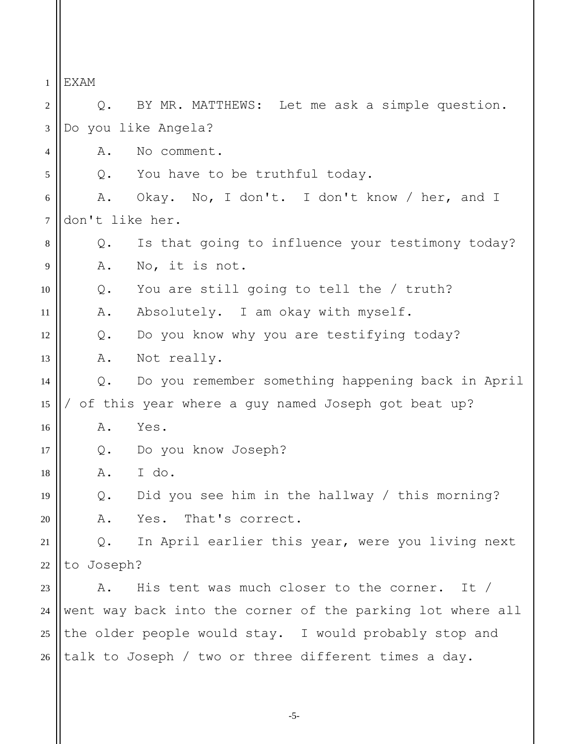EXAM

Q. BY MR. MATTHEWS: Let me ask a simple question. Do you like Angela?

A. No comment.

Q. You have to be truthful today.

A. Okay. No, I don't. I don't know / her, and I don't like her.

Q. Is that going to influence your testimony today?

A. No, it is not.

Q. You are still going to tell the / truth?

A. Absolutely. I am okay with myself.

Q. Do you know why you are testifying today?

A. Not really.

Q. Do you remember something happening back in April / of this year where a guy named Joseph got beat up?

A. Yes.

Q. Do you know Joseph?

A. I do.

Q. Did you see him in the hallway / this morning?

A. Yes. That's correct.

Q. In April earlier this year, were you living next to Joseph?

A. His tent was much closer to the corner. It / went way back into the corner of the parking lot where all the older people would stay. I would probably stop and talk to Joseph / two or three different times a day.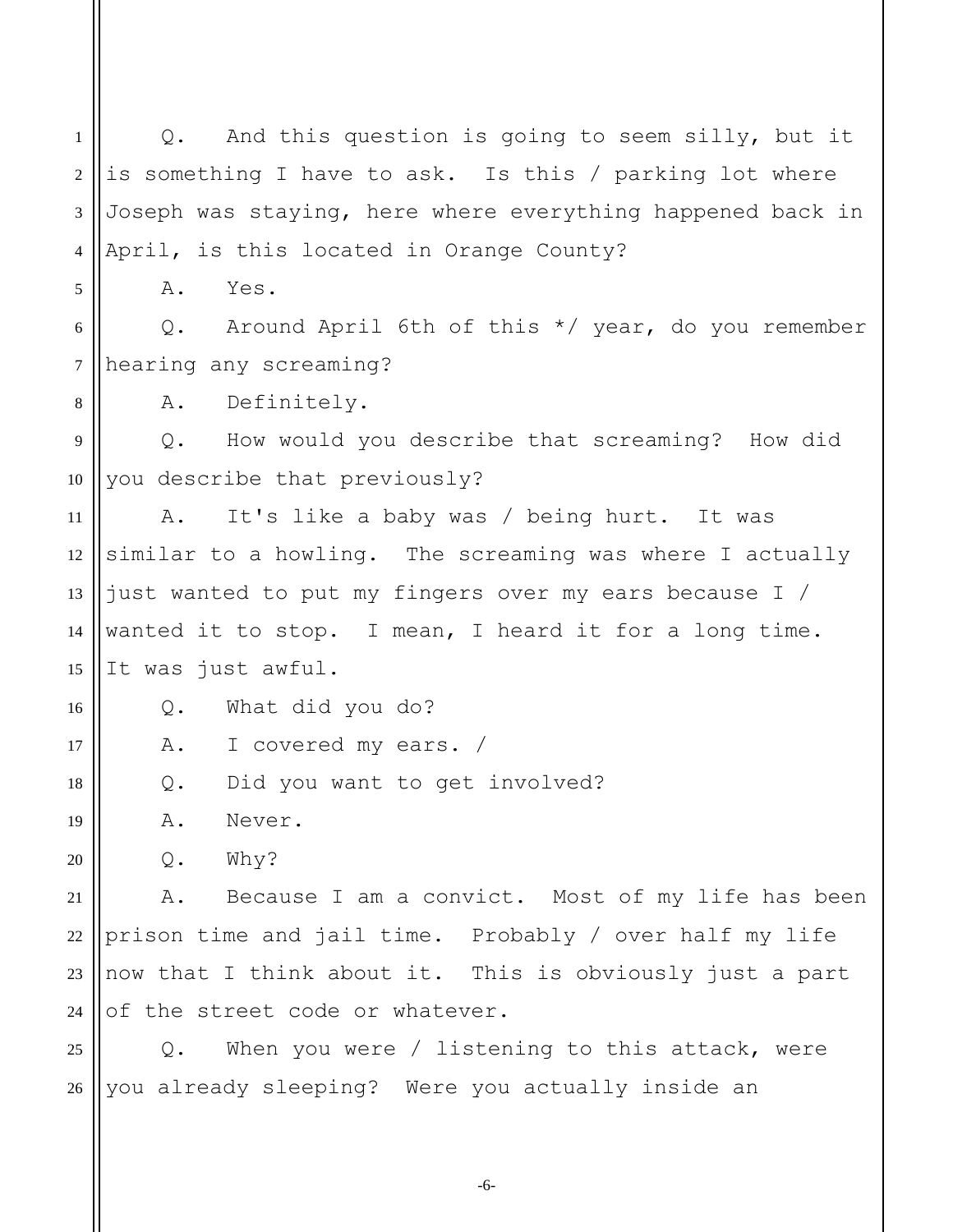Q. And this question is going to seem silly, but it is something I have to ask. Is this / parking lot where Joseph was staying, here where everything happened back in April, is this located in Orange County?

A. Yes.

Q. Around April 6th of this */ year, do you remember hearing any screaming?

A. Definitely.

Q. How would you describe that screaming? How did you describe that previously?

A. It's like a baby was / being hurt. It was similar to a howling. The screaming was where I actually just wanted to put my fingers over my ears because I / wanted it to stop. I mean, I heard it for a long time. It was just awful.

Q. What did you do?

A. I covered my ears. /

Q. Did you want to get involved?

A. Never.

Q. Why?

A. Because I am a convict. Most of my life has been prison time and jail time. Probably / over half my life now that I think about it. This is obviously just a part of the street code or whatever.

Q. When you were / listening to this attack, were you already sleeping? Were you actually inside an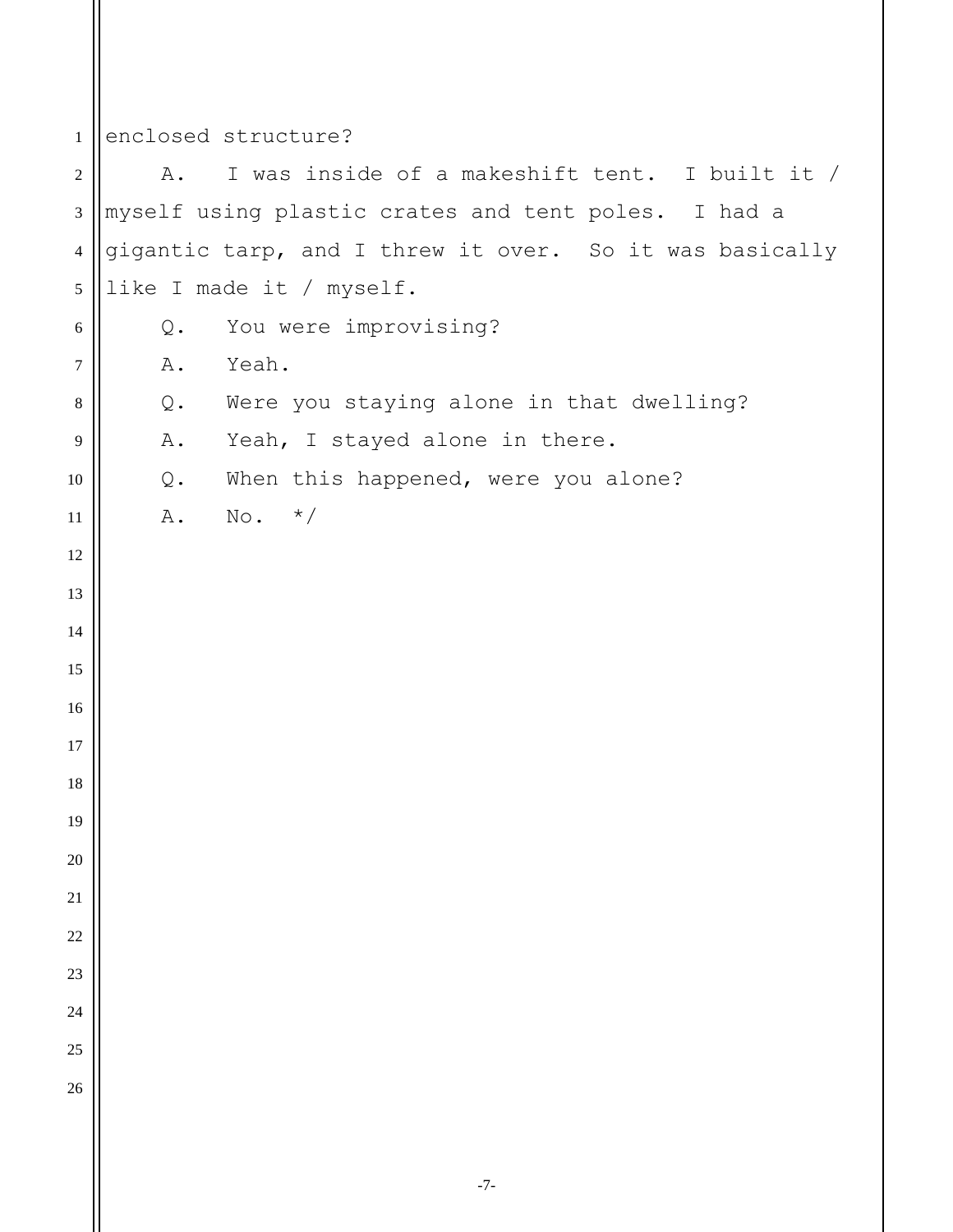enclosed structure?

A. I was inside of a makeshift tent. I built it / myself using plastic crates and tent poles. I had a gigantic tarp, and I threw it over. So it was basically like I made it / myself.

Q. You were improvising?

A. Yeah.

Q. Were you staying alone in that dwelling?

A. Yeah, I stayed alone in there.

Q. When this happened, were you alone?

A. No. */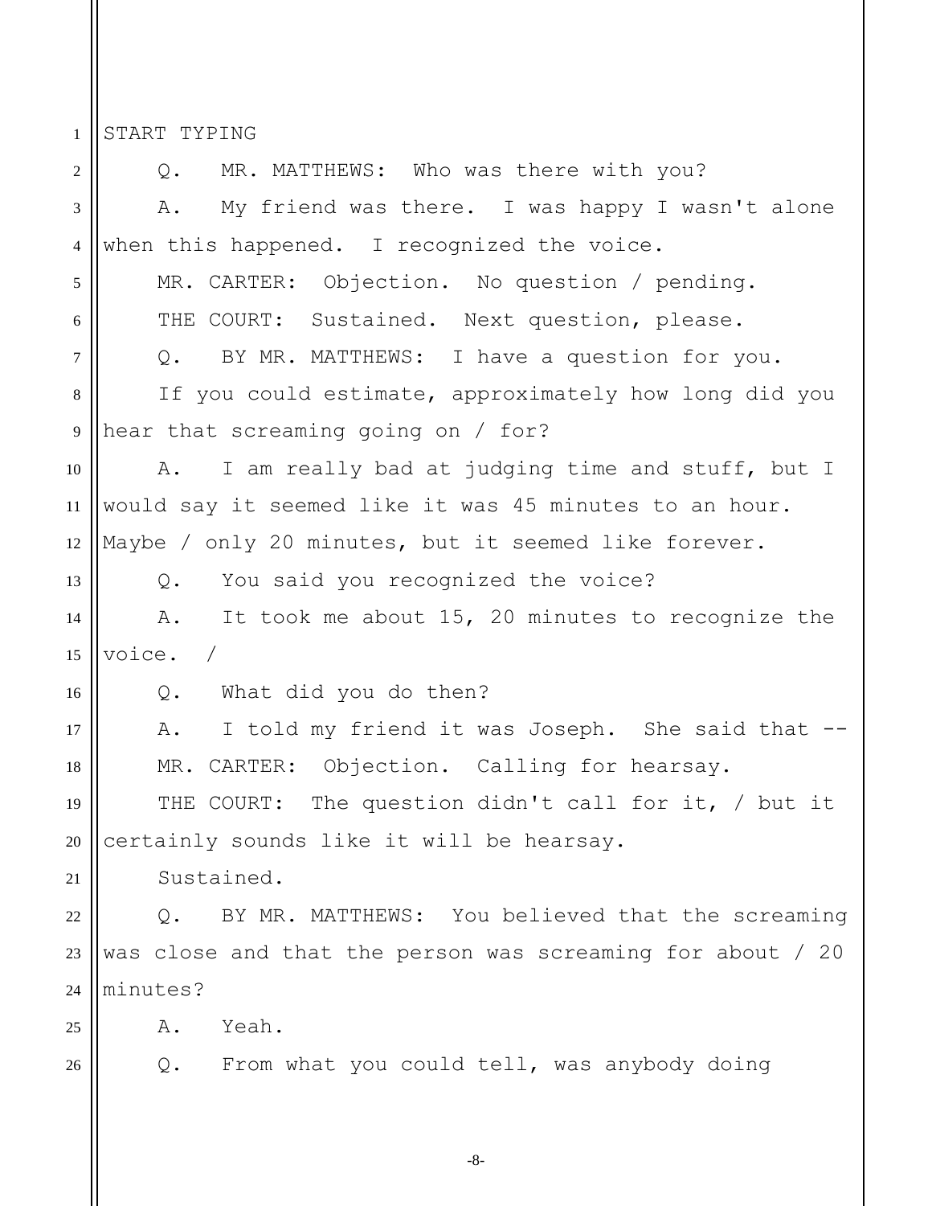START TYPING

Q. MR. MATTHEWS: Who was there with you?

A. My friend was there. I was happy I wasn't alone when this happened. I recognized the voice.

MR. CARTER: Objection. No question / pending.

THE COURT: Sustained. Next question, please.

Q. BY MR. MATTHEWS: I have a question for you.

If you could estimate, approximately how long did you hear that screaming going on / for?

A. I am really bad at judging time and stuff, but I would say it seemed like it was 45 minutes to an hour. Maybe / only 20 minutes, but it seemed like forever.

Q. You said you recognized the voice?

A. It took me about 15, 20 minutes to recognize the voice. /

Q. What did you do then?

A. I told my friend it was Joseph. She said that --

MR. CARTER: Objection. Calling for hearsay.

THE COURT: The question didn't call for it, / but it certainly sounds like it will be hearsay.

Sustained.

Q. BY MR. MATTHEWS: You believed that the screaming was close and that the person was screaming for about / 20 minutes?

A. Yeah.

Q. From what you could tell, was anybody doing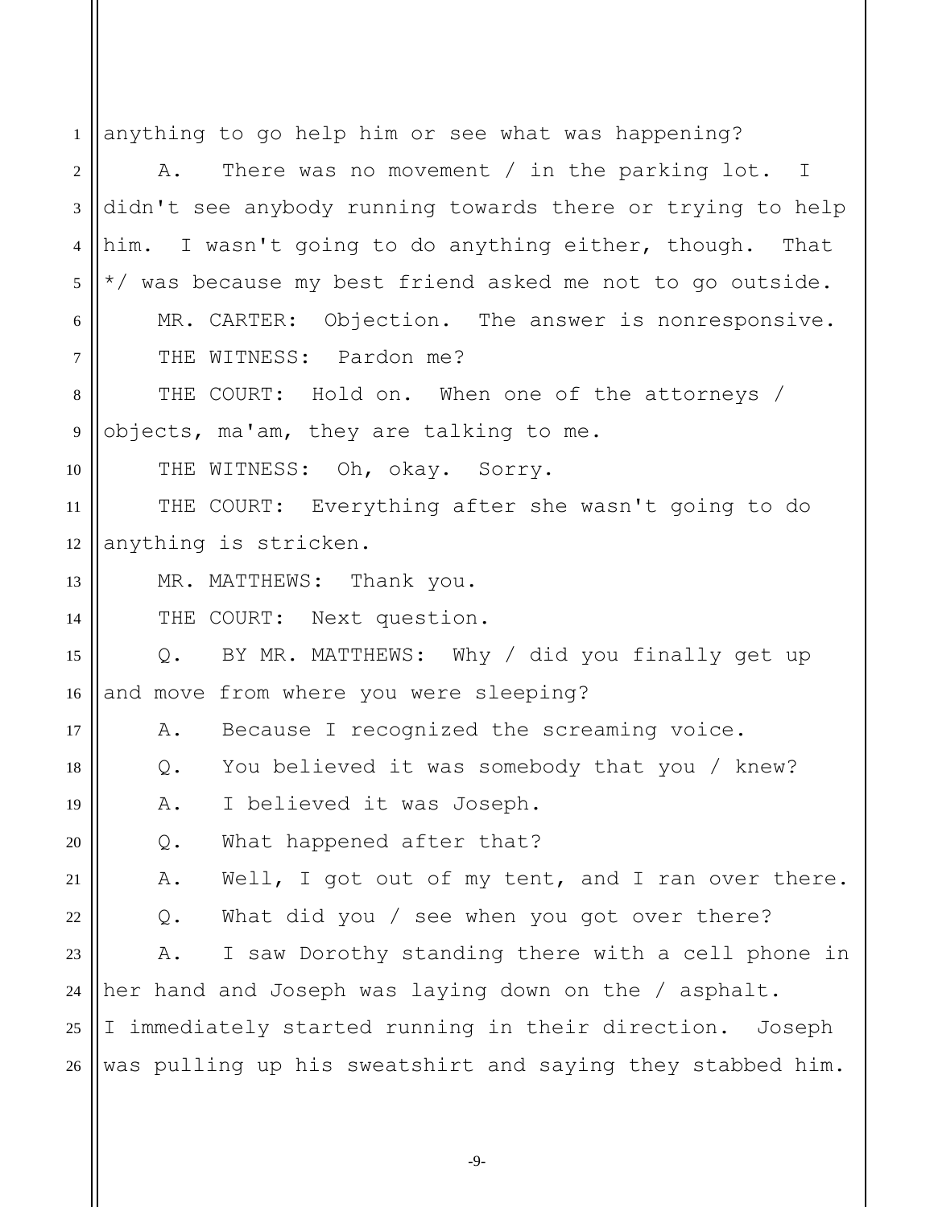anything to go help him or see what was happening?

A. There was no movement / in the parking lot. I didn't see anybody running towards there or trying to help him. I wasn't going to do anything either, though. That */ was because my best friend asked me not to go outside.

MR. CARTER: Objection. The answer is nonresponsive.

THE WITNESS: Pardon me?

THE COURT: Hold on. When one of the attorneys / objects, ma'am, they are talking to me.

THE WITNESS: Oh, okay. Sorry.

THE COURT: Everything after she wasn't going to do anything is stricken.

MR. MATTHEWS: Thank you.

THE COURT: Next question.

Q. BY MR. MATTHEWS: Why / did you finally get up and move from where you were sleeping?

A. Because I recognized the screaming voice.

Q. You believed it was somebody that you / knew?

A. I believed it was Joseph.

Q. What happened after that?

A. Well, I got out of my tent, and I ran over there.

Q. What did you / see when you got over there?

A. I saw Dorothy standing there with a cell phone in her hand and Joseph was laying down on the / asphalt. I immediately started running in their direction. Joseph was pulling up his sweatshirt and saying they stabbed him.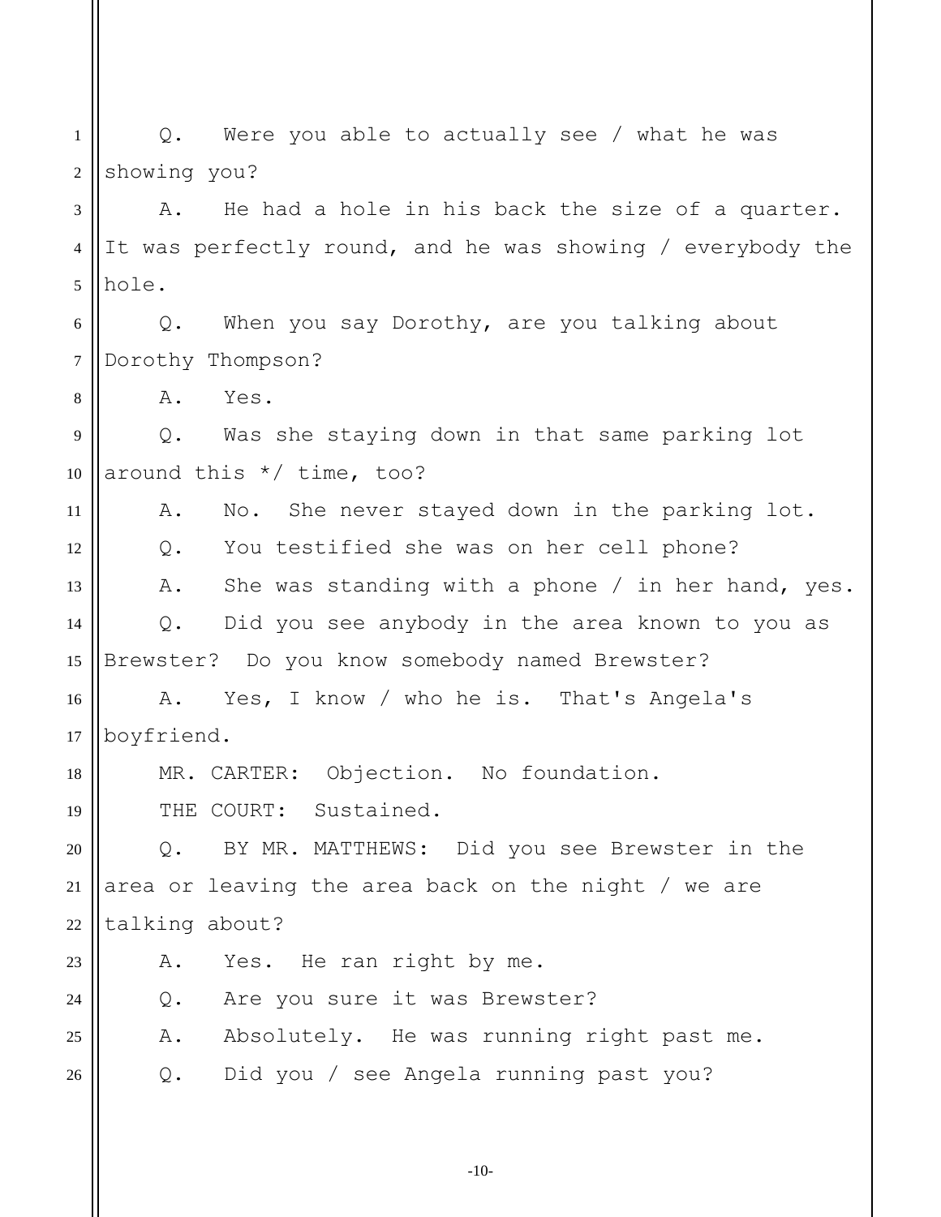Q. Were you able to actually see / what he was showing you?

A. He had a hole in his back the size of a quarter. It was perfectly round, and he was showing / everybody the hole.

Q. When you say Dorothy, are you talking about Dorothy Thompson?

A. Yes.

Q. Was she staying down in that same parking lot around this */ time, too?

A. No. She never stayed down in the parking lot.

Q. You testified she was on her cell phone?

A. She was standing with a phone / in her hand, yes.

Q. Did you see anybody in the area known to you as Brewster? Do you know somebody named Brewster?

A. Yes, I know / who he is. That's Angela's boyfriend.

MR. CARTER: Objection. No foundation.

THE COURT: Sustained.

Q. BY MR. MATTHEWS: Did you see Brewster in the area or leaving the area back on the night / we are talking about?

A. Yes. He ran right by me.

Q. Are you sure it was Brewster?

A. Absolutely. He was running right past me.

Q. Did you / see Angela running past you?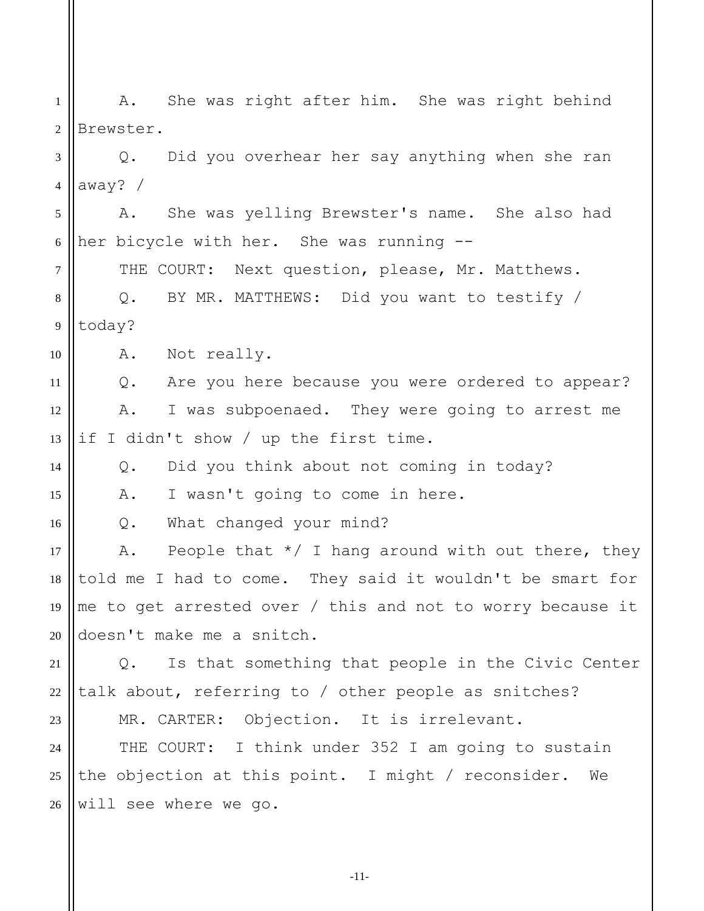A. She was right after him. She was right behind Brewster.

Q. Did you overhear her say anything when she ran away? /

A. She was yelling Brewster's name. She also had her bicycle with her. She was running --

THE COURT: Next question, please, Mr. Matthews.

Q. BY MR. MATTHEWS: Did you want to testify / today?

A. Not really.

Q. Are you here because you were ordered to appear?

A. I was subpoenaed. They were going to arrest me if I didn't show / up the first time.

Q. Did you think about not coming in today?

A. I wasn't going to come in here.

Q. What changed your mind?

A. People that */ I hang around with out there, they told me I had to come. They said it wouldn't be smart for me to get arrested over / this and not to worry because it doesn't make me a snitch.

Q. Is that something that people in the Civic Center talk about, referring to / other people as snitches?

MR. CARTER: Objection. It is irrelevant.

THE COURT: I think under 352 I am going to sustain the objection at this point. I might / reconsider. We will see where we go.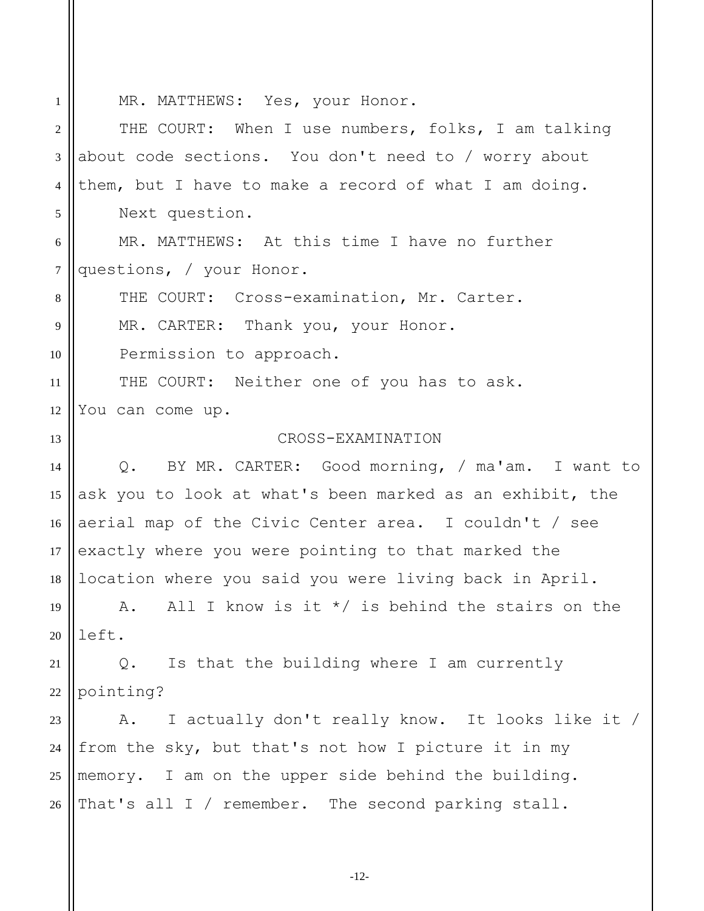MR. MATTHEWS: Yes, your Honor.

THE COURT: When I use numbers, folks, I am talking about code sections. You don't need to / worry about them, but I have to make a record of what I am doing.

Next question.

MR. MATTHEWS: At this time I have no further questions, / your Honor.

THE COURT: Cross-examination, Mr. Carter.

MR. CARTER: Thank you, your Honor.

Permission to approach.

THE COURT: Neither one of you has to ask. You can come up.

CROSS-EXAMINATION

Q. BY MR. CARTER: Good morning, / ma'am. I want to ask you to look at what's been marked as an exhibit, the aerial map of the Civic Center area. I couldn't / see exactly where you were pointing to that marked the location where you said you were living back in April.

A. All I know is it */ is behind the stairs on the left.

Q. Is that the building where I am currently pointing?

A. I actually don't really know. It looks like it / from the sky, but that's not how I picture it in my memory. I am on the upper side behind the building. That's all I / remember. The second parking stall.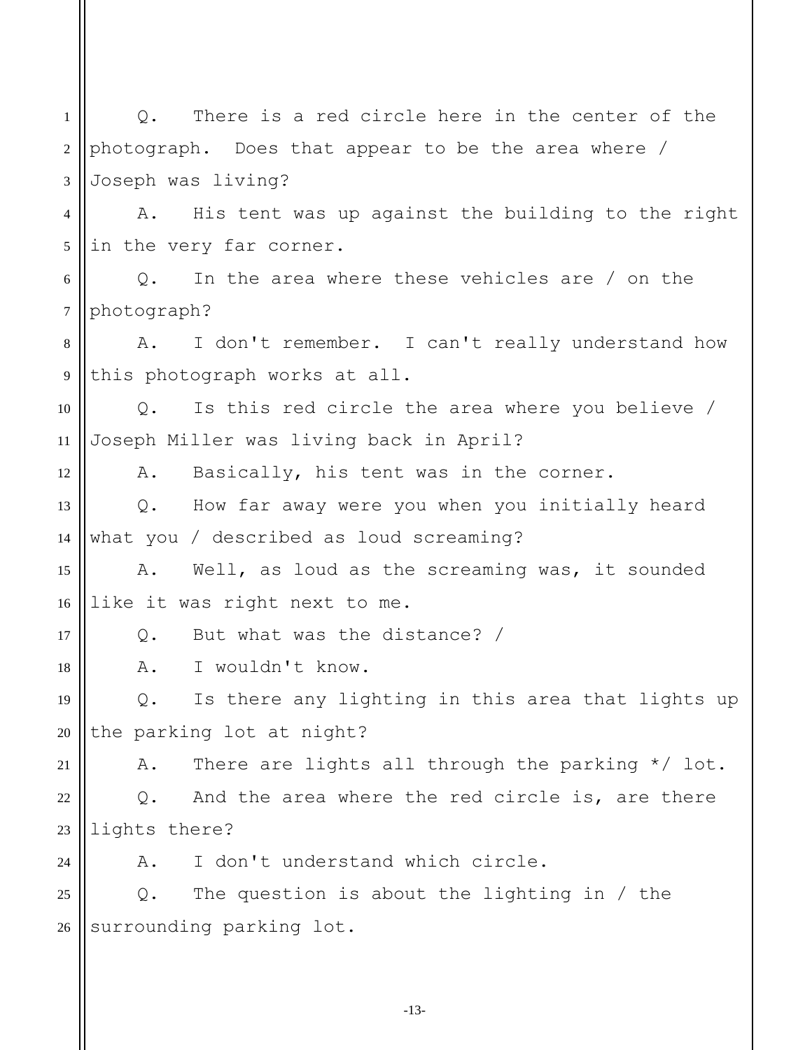Q. There is a red circle here in the center of the photograph. Does that appear to be the area where / Joseph was living?

A. His tent was up against the building to the right in the very far corner.

Q. In the area where these vehicles are / on the photograph?

A. I don't remember. I can't really understand how this photograph works at all.

Q. Is this red circle the area where you believe / Joseph Miller was living back in April?

A. Basically, his tent was in the corner.

Q. How far away were you when you initially heard what you / described as loud screaming?

A. Well, as loud as the screaming was, it sounded like it was right next to me.

Q. But what was the distance? /

A. I wouldn't know.

Q. Is there any lighting in this area that lights up the parking lot at night?

A. There are lights all through the parking */ lot.

Q. And the area where the red circle is, are there lights there?

A. I don't understand which circle.

Q. The question is about the lighting in / the surrounding parking lot.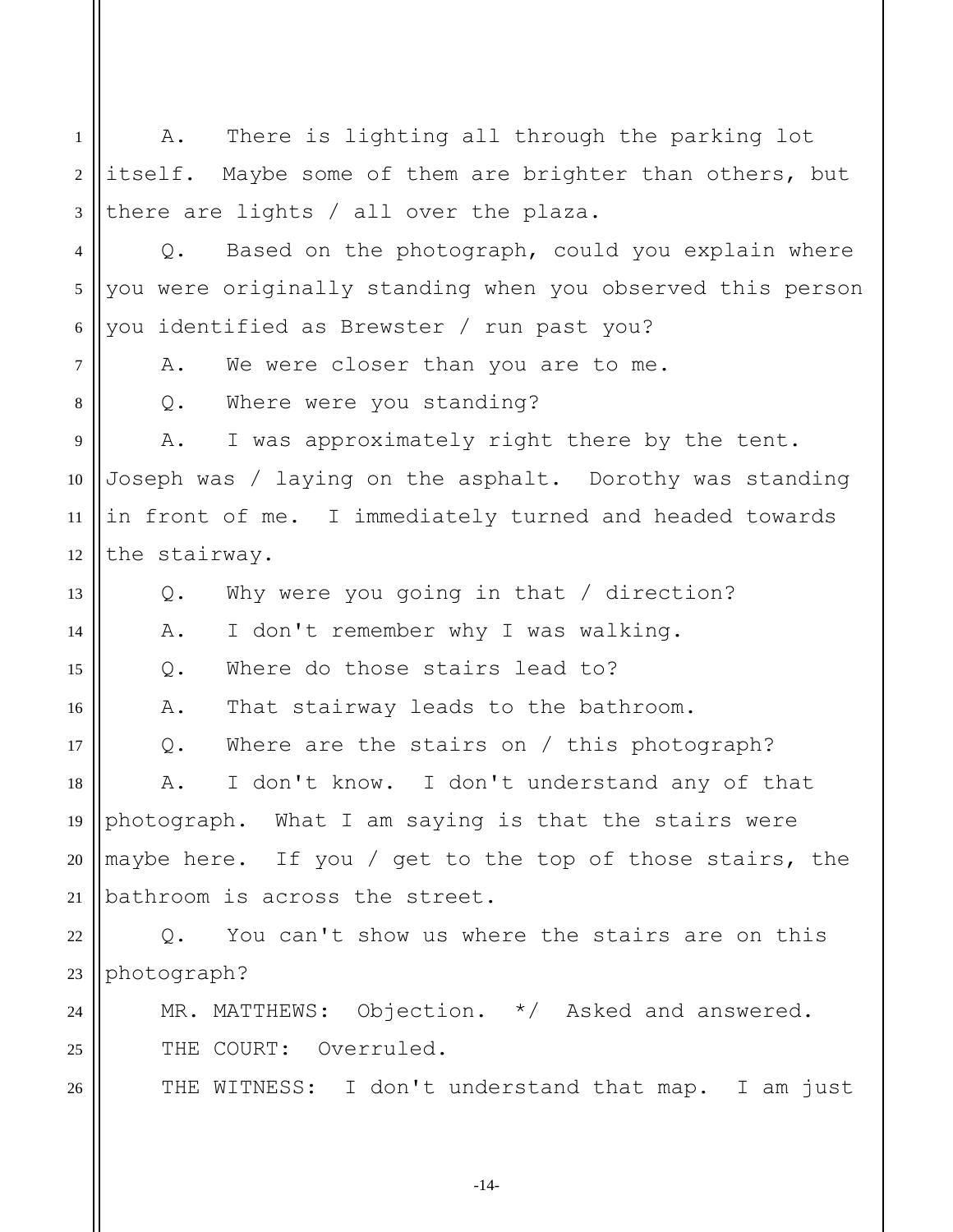A. There is lighting all through the parking lot itself. Maybe some of them are brighter than others, but there are lights / all over the plaza.

Q. Based on the photograph, could you explain where you were originally standing when you observed this person you identified as Brewster / run past you?

A. We were closer than you are to me.

Q. Where were you standing?

A. I was approximately right there by the tent. Joseph was / laying on the asphalt. Dorothy was standing in front of me. I immediately turned and headed towards the stairway.

Q. Why were you going in that / direction?

A. I don't remember why I was walking.

Q. Where do those stairs lead to?

A. That stairway leads to the bathroom.

Q. Where are the stairs on / this photograph?

A. I don't know. I don't understand any of that photograph. What I am saying is that the stairs were maybe here. If you / get to the top of those stairs, the bathroom is across the street.

Q. You can't show us where the stairs are on this photograph?

MR. MATTHEWS: Objection. */ Asked and answered.

THE COURT: Overruled.

THE WITNESS: I don't understand that map. I am just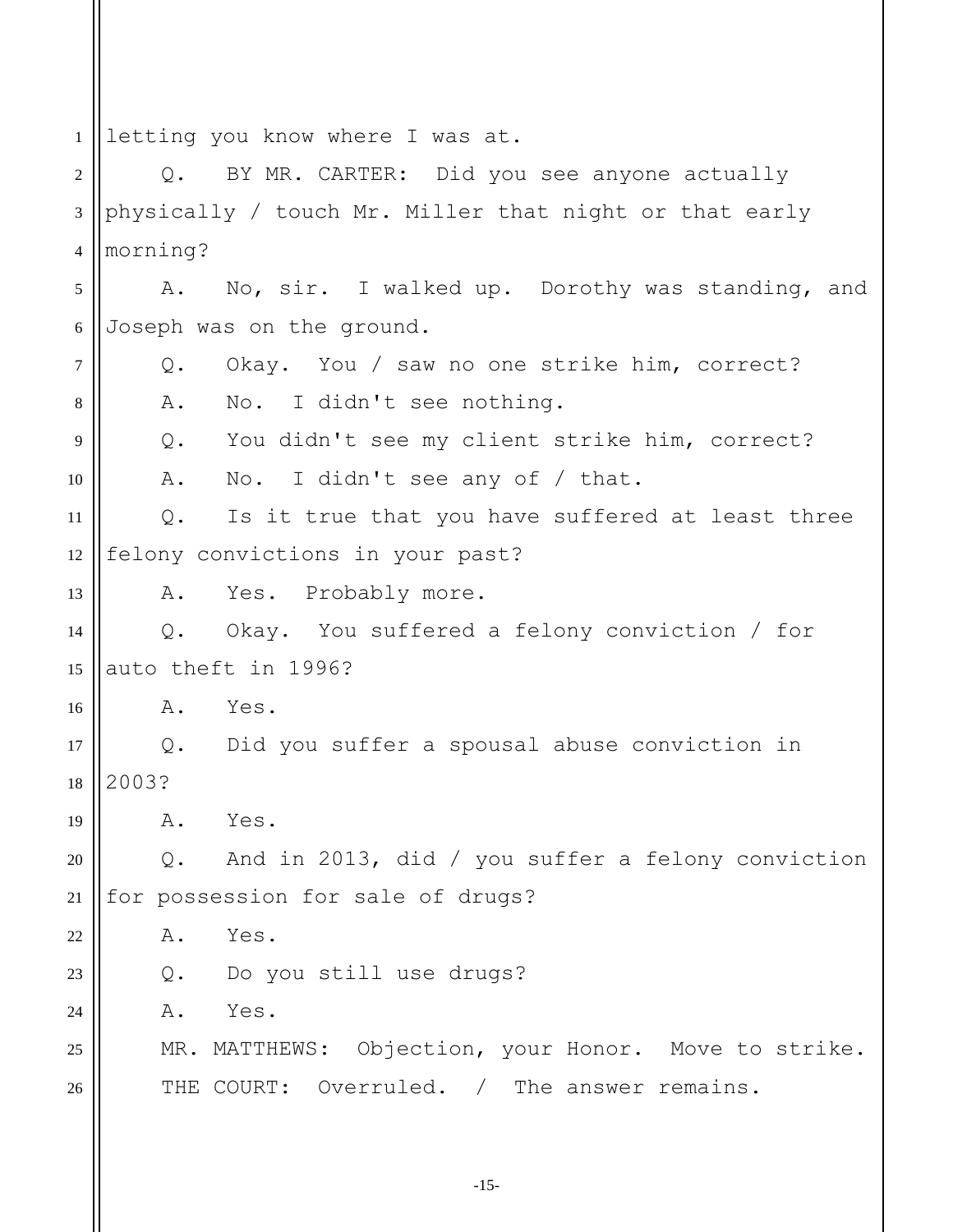letting you know where I was at.

Q. BY MR. CARTER: Did you see anyone actually physically / touch Mr. Miller that night or that early morning?

A. No, sir. I walked up. Dorothy was standing, and Joseph was on the ground.

Q. Okay. You / saw no one strike him, correct?

A. No. I didn't see nothing.

Q. You didn't see my client strike him, correct?

A. No. I didn't see any of / that.

Q. Is it true that you have suffered at least three felony convictions in your past?

A. Yes. Probably more.

Q. Okay. You suffered a felony conviction / for auto theft in 1996?

A. Yes.

Q. Did you suffer a spousal abuse conviction in 2003?

A. Yes.

Q. And in 2013, did / you suffer a felony conviction for possession for sale of drugs?

A. Yes.

Q. Do you still use drugs?

A. Yes.

MR. MATTHEWS: Objection, your Honor. Move to strike.

THE COURT: Overruled. / The answer remains.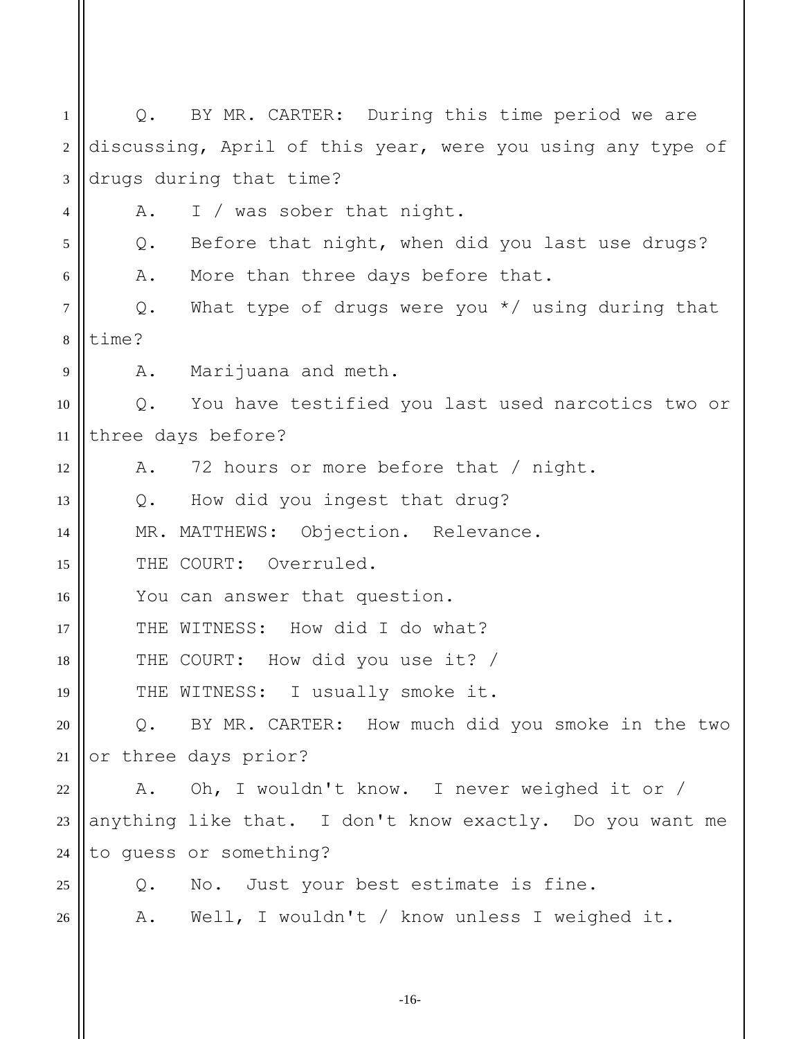Q. BY MR. CARTER: During this time period we are discussing, April of this year, were you using any type of drugs during that time?

A. I / was sober that night.

Q. Before that night, when did you last use drugs?

A. More than three days before that.

Q. What type of drugs were you */ using during that time?

A. Marijuana and meth.

Q. You have testified you last used narcotics two or three days before?

A. 72 hours or more before that / night.

Q. How did you ingest that drug?

MR. MATTHEWS: Objection. Relevance.

THE COURT: Overruled.

You can answer that question.

THE WITNESS: How did I do what?

THE COURT: How did you use it? /

THE WITNESS: I usually smoke it.

Q. BY MR. CARTER: How much did you smoke in the two or three days prior?

A. Oh, I wouldn't know. I never weighed it or / anything like that. I don't know exactly. Do you want me to guess or something?

Q. No. Just your best estimate is fine.

A. Well, I wouldn't / know unless I weighed it.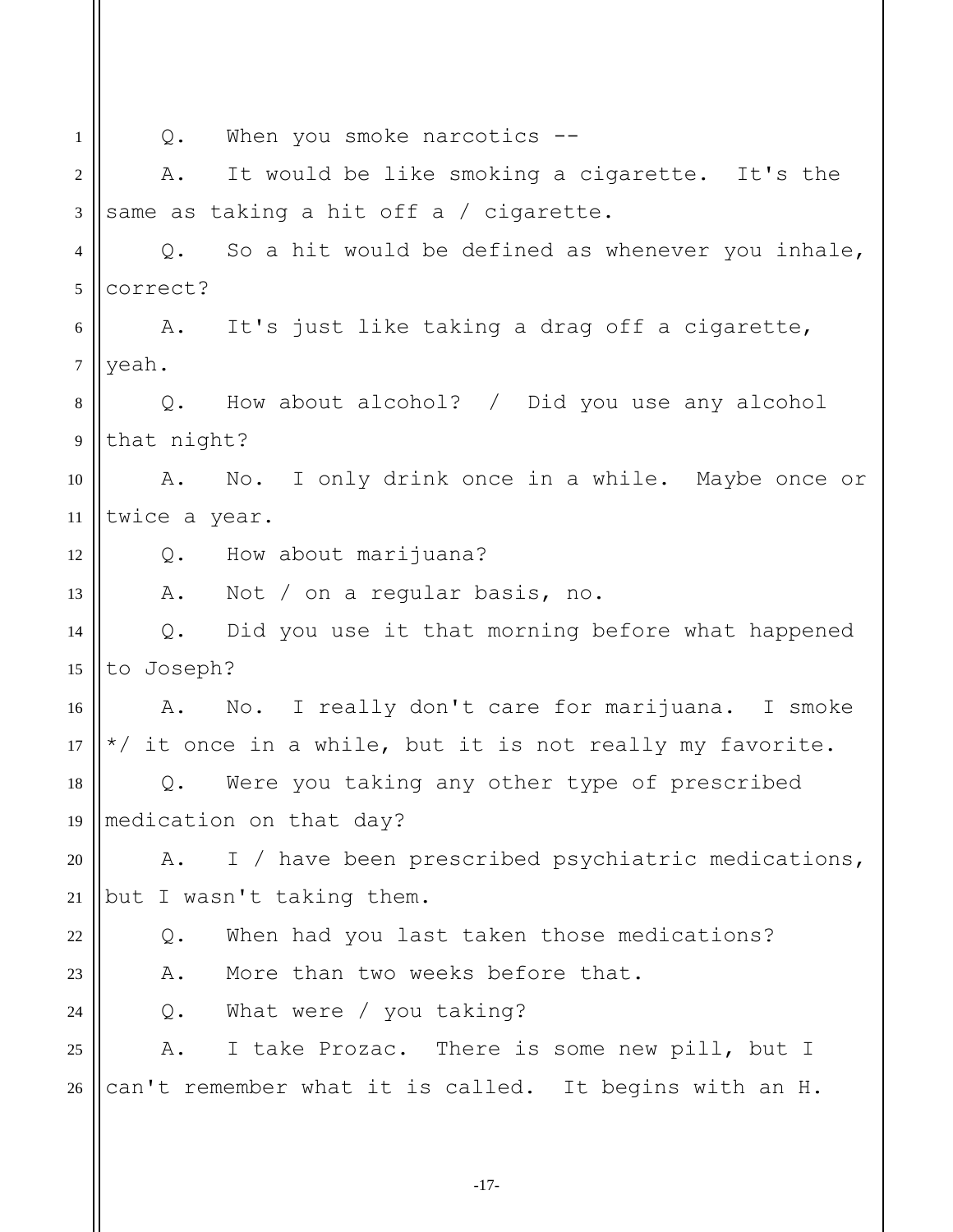Q. When you smoke narcotics --

A. It would be like smoking a cigarette. It's the same as taking a hit off a / cigarette.

Q. So a hit would be defined as whenever you inhale, correct?

A. It's just like taking a drag off a cigarette, yeah.

Q. How about alcohol? / Did you use any alcohol that night?

A. No. I only drink once in a while. Maybe once or twice a year.

Q. How about marijuana?

A. Not / on a regular basis, no.

Q. Did you use it that morning before what happened to Joseph?

A. No. I really don't care for marijuana. I smoke */ it once in a while, but it is not really my favorite.

Q. Were you taking any other type of prescribed medication on that day?

A. I / have been prescribed psychiatric medications, but I wasn't taking them.

Q. When had you last taken those medications?

A. More than two weeks before that.

Q. What were / you taking?

A. I take Prozac. There is some new pill, but I can't remember what it is called. It begins with an H.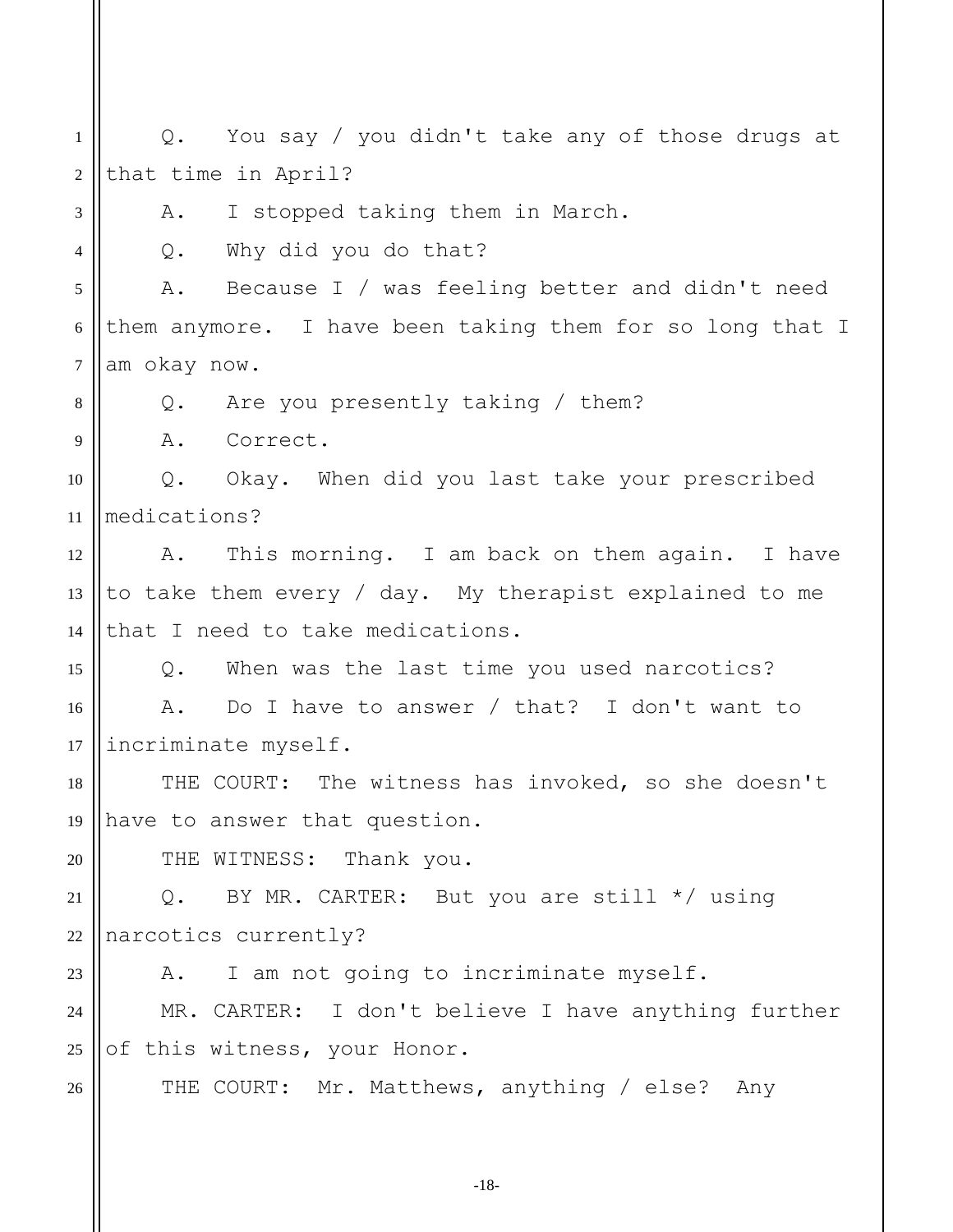Q. You say / you didn't take any of those drugs at that time in April?

A. I stopped taking them in March.

Q. Why did you do that?

A. Because I / was feeling better and didn't need them anymore. I have been taking them for so long that I am okay now.

Q. Are you presently taking / them?

A. Correct.

Q. Okay. When did you last take your prescribed medications?

A. This morning. I am back on them again. I have to take them every / day. My therapist explained to me that I need to take medications.

Q. When was the last time you used narcotics?

A. Do I have to answer / that? I don't want to incriminate myself.

THE COURT: The witness has invoked, so she doesn't have to answer that question.

THE WITNESS: Thank you.

Q. BY MR. CARTER: But you are still */ using narcotics currently?

A. I am not going to incriminate myself.

MR. CARTER: I don't believe I have anything further of this witness, your Honor.

THE COURT: Mr. Matthews, anything / else? Any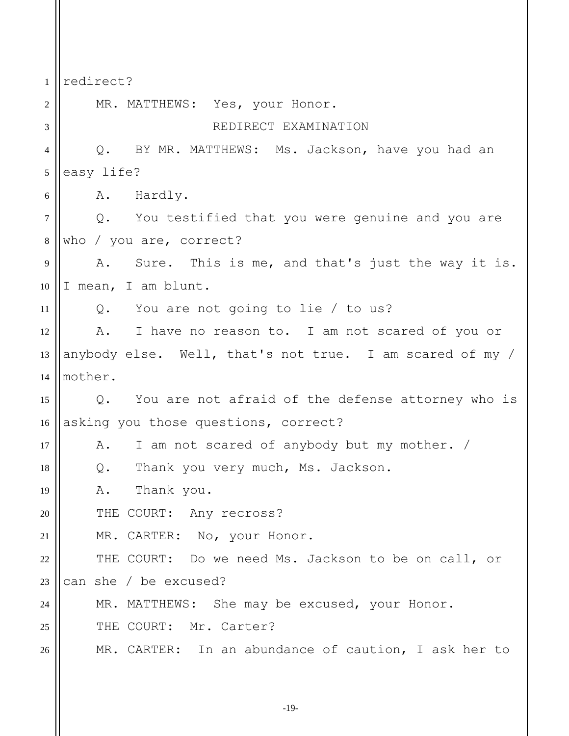redirect?

MR. MATTHEWS: Yes, your Honor.

REDIRECT EXAMINATION

Q. BY MR. MATTHEWS: Ms. Jackson, have you had an easy life?

A. Hardly.

Q. You testified that you were genuine and you are who / you are, correct?

A. Sure. This is me, and that's just the way it is. I mean, I am blunt.

Q. You are not going to lie / to us?

A. I have no reason to. I am not scared of you or anybody else. Well, that's not true. I am scared of my / mother.

Q. You are not afraid of the defense attorney who is asking you those questions, correct?

A. I am not scared of anybody but my mother. /

Q. Thank you very much, Ms. Jackson.

A. Thank you.

THE COURT: Any recross?

MR. CARTER: No, your Honor.

THE COURT: Do we need Ms. Jackson to be on call, or can she / be excused?

MR. MATTHEWS: She may be excused, your Honor.

THE COURT: Mr. Carter?

MR. CARTER: In an abundance of caution, I ask her to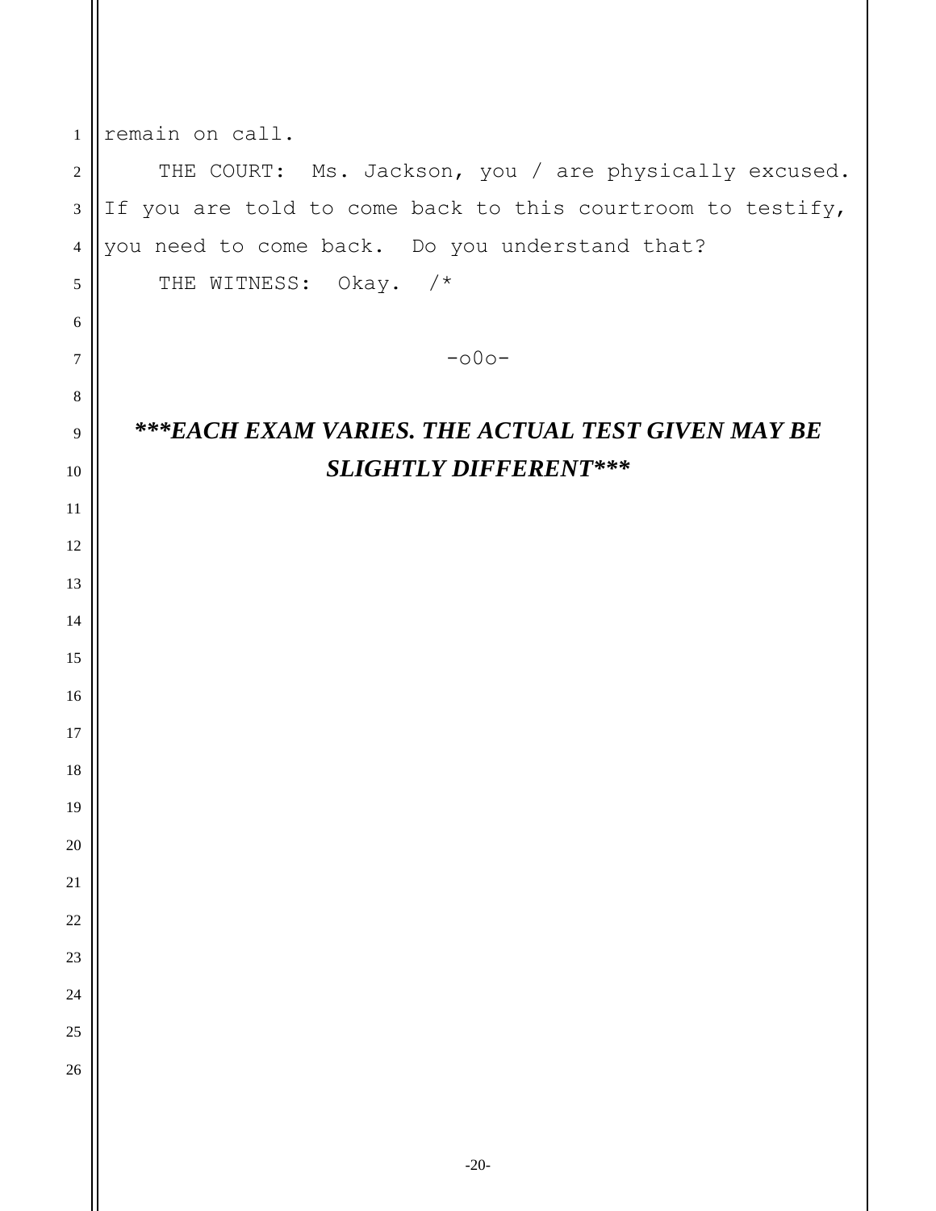remain on call.

THE COURT: Ms. Jackson, you / are physically excused. If you are told to come back to this courtroom to testify, you need to come back. Do you understand that?

THE WITNESS: Okay. /*

-o0o-

***EACH EXAM VARIES. THE ACTUAL TEST GIVEN MAY BE SLIGHTLY DIFFERENT***